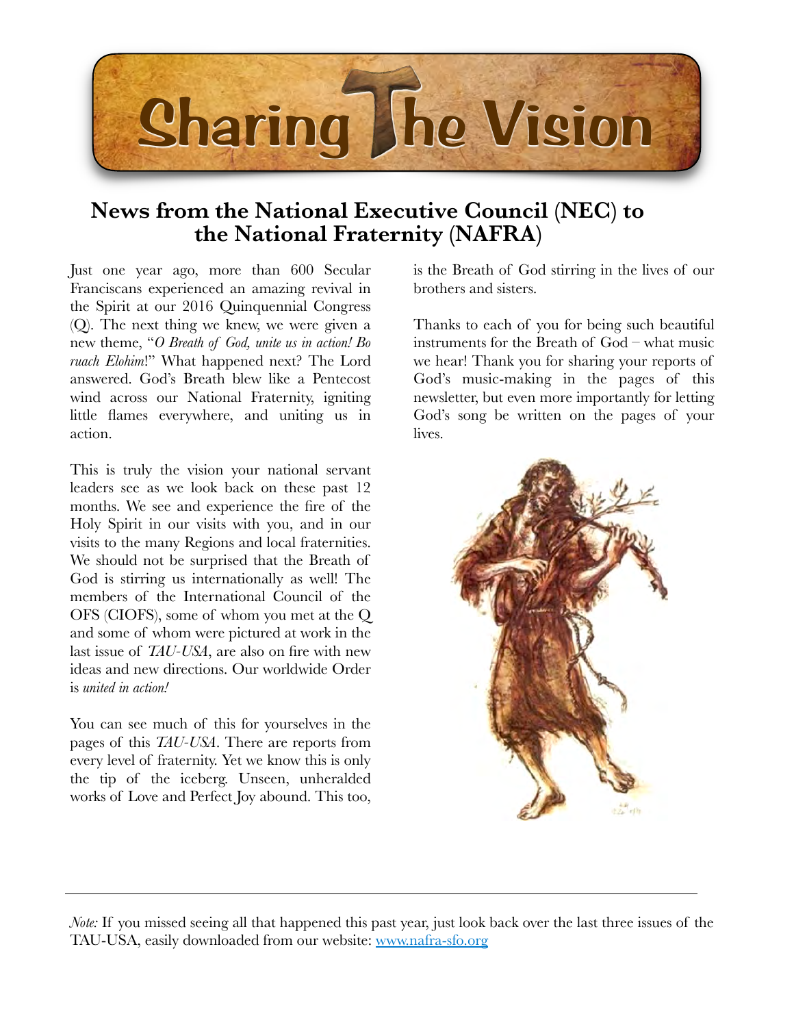# Sharing The Vision

## News from the National Executive Council (NEC) to the National Fraternity (NAFRA)

Just one year ago, more than 600 Secular Franciscans experienced an amazing revival in the Spirit at our 2016 Quinquennial Congress (Q). The next thing we knew, we were given a new theme, "*O Breath of God, unite us in action! Bo ruach Elohim*!" What happened next? The Lord answered. God's Breath blew like a Pentecost wind across our National Fraternity, igniting little flames everywhere, and uniting us in action.

This is truly the vision your national servant leaders see as we look back on these past 12 months. We see and experience the fire of the Holy Spirit in our visits with you, and in our visits to the many Regions and local fraternities. We should not be surprised that the Breath of God is stirring us internationally as well! The members of the International Council of the OFS (CIOFS), some of whom you met at the Q and some of whom were pictured at work in the last issue of *TAU-USA*, are also on fire with new ideas and new directions. Our worldwide Order is *united in action!*

You can see much of this for yourselves in the pages of this *TAU-USA*. There are reports from every level of fraternity. Yet we know this is only the tip of the iceberg. Unseen, unheralded works of Love and Perfect Joy abound. This too, is the Breath of God stirring in the lives of our brothers and sisters.

Thanks to each of you for being such beautiful instruments for the Breath of God – what music we hear! Thank you for sharing your reports of God's music-making in the pages of this newsletter, but even more importantly for letting God's song be written on the pages of your lives.

---

*Note:* If you missed seeing all that happened this past year, just look back over the last three issues of the TAU-USA, easily downloaded from our website: [www.nafra-sfo.org](http://www.nafra-sfo.org)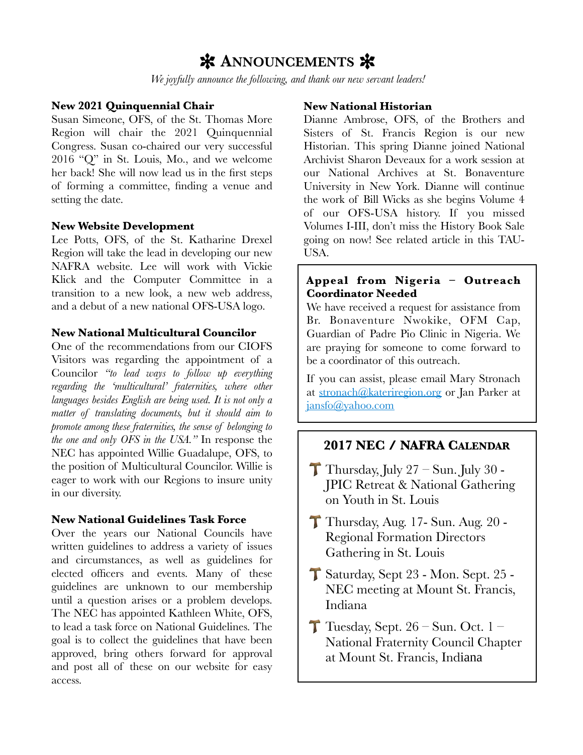# ❇ ANNOUNCEMENTS ❇

*We joyfully announce the following, and thank our new servant leaders!*

### New 2021 Quinquennial Chair

Susan Simeone, OFS, of the St. Thomas More Region will chair the 2021 Quinquennial Congress. Susan co-chaired our very successful 2016 "Q" in St. Louis, Mo., and we welcome her back! She will now lead us in the first steps of forming a committee, finding a venue and setting the date.

### New Website Development

Lee Potts, OFS, of the St. Katharine Drexel Region will take the lead in developing our new NAFRA website. Lee will work with Vickie Klick and the Computer Committee in a transition to a new look, a new web address, and a debut of a new national OFS-USA logo.

### New National Multicultural Councilor

One of the recommendations from our CIOFS Visitors was regarding the appointment of a Councilor *"to lead ways to follow up everything regarding the 'multicultural' fraternities, where other languages besides English are being used. It is not only a matter of translating documents, but it should aim to promote among these fraternities, the sense of belonging to the one and only OFS in the USA."* In response the NEC has appointed Willie Guadalupe, OFS, to the position of Multicultural Councilor. Willie is eager to work with our Regions to insure unity in our diversity.

### New National Guidelines Task Force

Over the years our National Councils have written guidelines to address a variety of issues and circumstances, as well as guidelines for elected officers and events. Many of these guidelines are unknown to our membership until a question arises or a problem develops. The NEC has appointed Kathleen White, OFS, to lead a task force on National Guidelines. The goal is to collect the guidelines that have been approved, bring others forward for approval and post all of these on our website for easy access.

### New National Historian

Dianne Ambrose, OFS, of the Brothers and Sisters of St. Francis Region is our new Historian. This spring Dianne joined National Archivist Sharon Deveaux for a work session at our National Archives at St. Bonaventure University in New York. Dianne will continue the work of Bill Wicks as she begins Volume 4 of our OFS-USA history. If you missed Volumes I-III, don't miss the History Book Sale going on now! See related article in this TAU-USA.

### Appeal from Nigeria – Outreach Coordinator Needed

We have received a request for assistance from Br. Bonaventure Nwokike, OFM Cap, Guardian of Padre Pio Clinic in Nigeria. We are praying for someone to come forward to be a coordinator of this outreach.

If you can assist, please email Mary Stronach at stronach@kateriregion.org or Jan Parker at jansfo@yahoo.com

## 2017 NEC / NAFRA CALENDAR

- Thursday, July 27 – Sun. July 30 - JPIC Retreat & National Gathering on Youth in St. Louis
- Thursday, Aug. 17- Sun. Aug. 20 - Regional Formation Directors Gathering in St. Louis
- Saturday, Sept 23 - Mon. Sept. 25 - NEC meeting at Mount St. Francis, Indiana
- Tuesday, Sept. 26 – Sun. Oct. 1 – National Fraternity Council Chapter at Mount St. Francis, Indiana